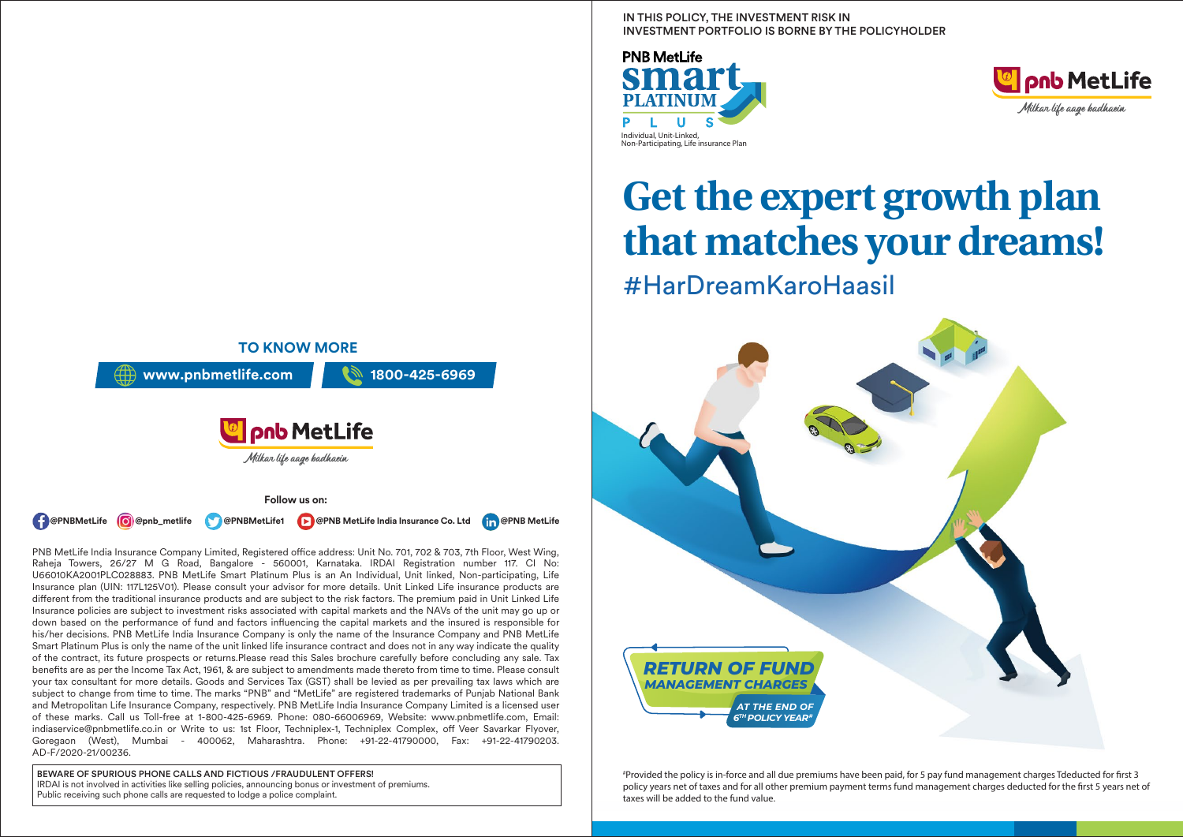**TO KNOW MORE**

www.pnbmetlife.com | 1800-425-6969

pnb MetLife

Milkar life aage badhaein

**Follow us on:**

@PNBMetLife @pnb_metlife @PNBMetLife1 @PNB MetLife India Insurance Co. Ltd @PNB MetLife

PNB MetLife India Insurance Company Limited, Registered office address: Unit No. 701, 702 & 703, 7th Floor, West Wing, Raheja Towers, 26/27 M G Road, Bangalore - 560001, Karnataka. IRDAI Registration number 117. CI No: U66010KA2001PLC028883. PNB MetLife Smart Platinum Plus is an An Individual, Unit linked, Non-participating, Life Insurance plan (UIN: 117L125V01). Please consult your advisor for more details. Unit Linked Life insurance products are different from the traditional insurance products and are subject to the risk factors. The premium paid in Unit Linked Life Insurance policies are subject to investment risks associated with capital markets and the NAVs of the unit may go up or down based on the performance of fund and factors influencing the capital markets and the insured is responsible for his/her decisions. PNB MetLife India Insurance Company is only the name of the Insurance Company and PNB MetLife Smart Platinum Plus is only the name of the unit linked life insurance contract and does not in any way indicate the quality of the contract, its future prospects or returns.Please read this Sales brochure carefully before concluding any sale. Tax benefits are as per the Income Tax Act, 1961, & are subject to amendments made thereto from time to time. Please consult your tax consultant for more details. Goods and Services Tax (GST) shall be levied as per prevailing tax laws which are subject to change from time to time. The marks "PNB" and "MetLife" are registered trademarks of Punjab National Bank and Metropolitan Life Insurance Company, respectively. PNB MetLife India Insurance Company Limited is a licensed user of these marks. Call us Toll-free at 1-800-425-6969. Phone: 080-66006969, Website: www.pnbmetlife.com, Email: indiaservice@pnbmetlife.co.in or Write to us: 1st Floor, Techniplex-1, Techniplex Complex, off Veer Savarkar Flyover, Goregaon (West), Mumbai - 400062, Maharashtra. Phone: +91-22-41790000, Fax: +91-22-41790203. AD-F/2020-21/00236.

**BEWARE OF SPURIOUS PHONE CALLS AND FICTIOUS /FRAUDULENT OFFERS!**
IRDAI is not involved in activities like selling policies, announcing bonus or investment of premiums. Public receiving such phone calls are requested to lodge a police complaint.

IN THIS POLICY, THE INVESTMENT RISK IN INVESTMENT PORTFOLIO IS BORNE BY THE POLICYHOLDER

PNB MetLife **smart PLATINUM PLUS**

Individual, Unit-Linked, Non-Participating, Life insurance Plan

pnb MetLife

Milkar life aage badhaein

# Get the expert growth plan that matches your dreams!

#HarDreamKaroHaasil

***RETURN OF FUND MANAGEMENT CHARGES***

***AT THE END OF 6TH POLICY YEAR#***

#Provided the policy is in-force and all due premiums have been paid, for 5 pay fund management charges Tdeducted for first 3 policy years net of taxes and for all other premium payment terms fund management charges deducted for the first 5 years net of taxes will be added to the fund value.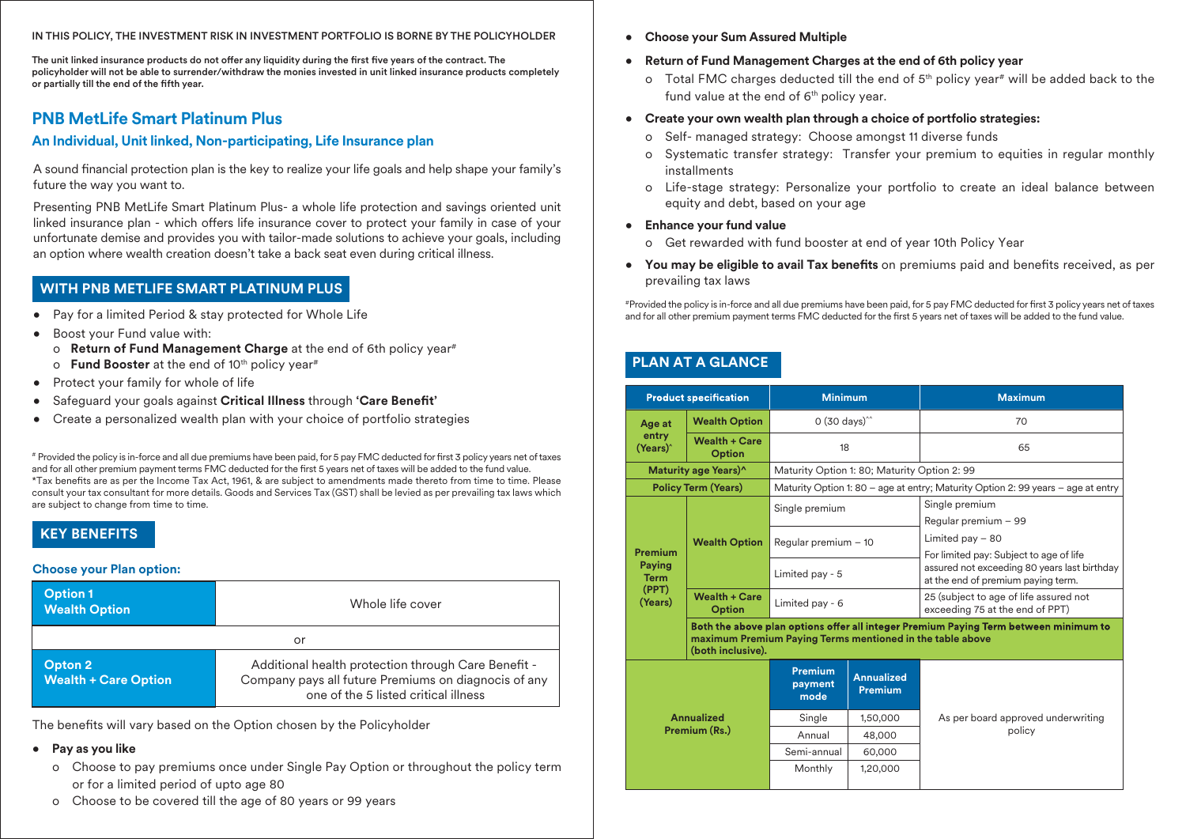IN THIS POLICY, THE INVESTMENT RISK IN INVESTMENT PORTFOLIO IS BORNE BY THE POLICYHOLDER

**The unit linked insurance products do not offer any liquidity during the first five years of the contract. The policyholder will not be able to surrender/withdraw the monies invested in unit linked insurance products completely or partially till the end of the fifth year.**

## PNB MetLife Smart Platinum Plus

### An Individual, Unit linked, Non-participating, Life Insurance plan

A sound financial protection plan is the key to realize your life goals and help shape your family's future the way you want to.

Presenting PNB MetLife Smart Platinum Plus- a whole life protection and savings oriented unit linked insurance plan - which offers life insurance cover to protect your family in case of your unfortunate demise and provides you with tailor-made solutions to achieve your goals, including an option where wealth creation doesn't take a back seat even during critical illness.

## WITH PNB METLIFE SMART PLATINUM PLUS

- Pay for a limited Period & stay protected for Whole Life
- Boost your Fund value with:
  - o **Return of Fund Management Charge** at the end of 6th policy year#
  - o **Fund Booster** at the end of 10th policy year#
- Protect your family for whole of life
- Safeguard your goals against **Critical Illness** through **'Care Benefit'**
- Create a personalized wealth plan with your choice of portfolio strategies

# Provided the policy is in-force and all due premiums have been paid, for 5 pay FMC deducted for first 3 policy years net of taxes and for all other premium payment terms FMC deducted for the first 5 years net of taxes will be added to the fund value.
*Tax benefits are as per the Income Tax Act, 1961, & are subject to amendments made thereto from time to time. Please consult your tax consultant for more details. Goods and Services Tax (GST) shall be levied as per prevailing tax laws which are subject to change from time to time.

## KEY BENEFITS

### Choose your Plan option:

| | |
|---|---|
| **Option 1 Wealth Option** | Whole life cover |
| or | |
| **Opton 2 Wealth + Care Option** | Additional health protection through Care Benefit - Company pays all future Premiums on diagnocis of any one of the 5 listed critical illness |

The benefits will vary based on the Option chosen by the Policyholder

- **Pay as you like**
  - o Choose to pay premiums once under Single Pay Option or throughout the policy term or for a limited period of upto age 80
  - o Choose to be covered till the age of 80 years or 99 years
- **Choose your Sum Assured Multiple**
- **Return of Fund Management Charges at the end of 6th policy year**
  - o Total FMC charges deducted till the end of 5th policy year# will be added back to the fund value at the end of 6th policy year.
- **Create your own wealth plan through a choice of portfolio strategies:**
  - o Self- managed strategy: Choose amongst 11 diverse funds
  - o Systematic transfer strategy: Transfer your premium to equities in regular monthly installments
  - o Life-stage strategy: Personalize your portfolio to create an ideal balance between equity and debt, based on your age
- **Enhance your fund value**
  - o Get rewarded with fund booster at end of year 10th Policy Year
- **You may be eligible to avail Tax benefits** on premiums paid and benefits received, as per prevailing tax laws

#Provided the policy is in-force and all due premiums have been paid, for 5 pay FMC deducted for first 3 policy years net of taxes and for all other premium payment terms FMC deducted for the first 5 years net of taxes will be added to the fund value.

## PLAN AT A GLANCE

| Product specification | | Minimum | | Maximum |
|---|---|---|---|---|
| Age at entry (Years)^ | Wealth Option | 0 (30 days)^^ | | 70 |
| | Wealth + Care Option | 18 | | 65 |
| Maturity age Years)^ | | Maturity Option 1: 80; Maturity Option 2: 99 | | |
| Policy Term (Years) | | Maturity Option 1: 80 – age at entry; Maturity Option 2: 99 years – age at entry | | |
| Premium Paying Term (PPT) (Years) | Wealth Option | Single premium | | Single premium |
| | | Regular premium – 10 | | Regular premium – 99<br>Limited pay – 80<br>For limited pay: Subject to age of life assured not exceeding 80 years last birthday at the end of premium paying term. |
| | | Limited pay - 5 | | |
| | Wealth + Care Option | Limited pay - 6 | | 25 (subject to age of life assured not exceeding 75 at the end of PPT) |
| | **Both the above plan options offer all integer Premium Paying Term between minimum to maximum Premium Paying Terms mentioned in the table above (both inclusive).** | | | |
| Annualized Premium (Rs.) | | **Premium payment mode** | **Annualized Premium** | As per board approved underwriting policy |
| | | Single | 1,50,000 | |
| | | Annual | 48,000 | |
| | | Semi-annual | 60,000 | |
| | | Monthly | 1,20,000 | |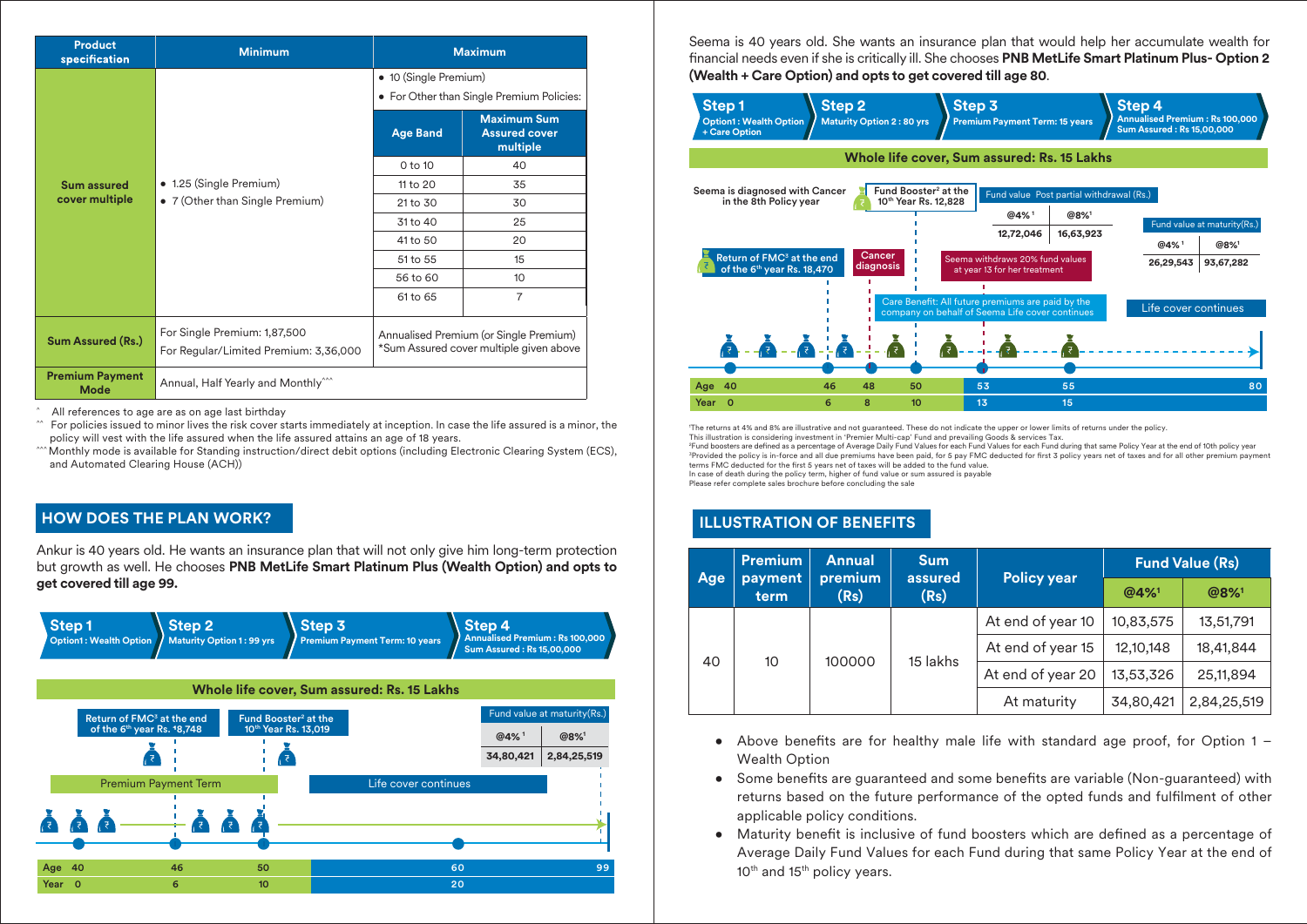| Product specification | Minimum | Maximum | |
|---|---|---|---|
| Sum assured cover multiple | • 1.25 (Single Premium)<br>• 7 (Other than Single Premium) | • 10 (Single Premium)<br>• For Other than Single Premium Policies: | |
| | | Age Band | Maximum Sum Assured cover multiple |
| | | 0 to 10 | 40 |
| | | 11 to 20 | 35 |
| | | 21 to 30 | 30 |
| | | 31 to 40 | 25 |
| | | 41 to 50 | 20 |
| | | 51 to 55 | 15 |
| | | 56 to 60 | 10 |
| | | 61 to 65 | 7 |
| Sum Assured (Rs.) | For Single Premium: 1,87,500<br>For Regular/Limited Premium: 3,36,000 | Annualised Premium (or Single Premium) *Sum Assured cover multiple given above | |
| Premium Payment Mode | Annual, Half Yearly and Monthly^^^ | | |

^ All references to age are as on age last birthday

^^ For policies issued to minor lives the risk cover starts immediately at inception. In case the life assured is a minor, the policy will vest with the life assured when the life assured attains an age of 18 years.

^^^ Monthly mode is available for Standing instruction/direct debit options (including Electronic Clearing System (ECS), and Automated Clearing House (ACH))

## HOW DOES THE PLAN WORK?

Ankur is 40 years old. He wants an insurance plan that will not only give him long-term protection but growth as well. He chooses **PNB MetLife Smart Platinum Plus (Wealth Option) and opts to get covered till age 99.**

**Step 1** Option1 : Wealth Option → **Step 2** Maturity Option 1 : 99 yrs → **Step 3** Premium Payment Term: 10 years → **Step 4** Annualised Premium : Rs 100,000, Sum Assured : Rs 15,00,000

**Whole life cover, Sum assured: Rs. 15 Lakhs**

- Return of FMC[3] at the end of the 6th year Rs. *8,748
- Fund Booster[2] at the 10th Year Rs. 13,019
- Premium Payment Term (Age 40–50, Year 0–10)
- Life cover continues (Age 50–99)

Fund value at maturity(Rs.)

| @4%[1] | @8%[1] |
|---|---|
| 34,80,421 | 2,84,25,519 |

| Age | 40 | 46 | 50 | 60 | 99 |
|---|---|---|---|---|---|
| Year | 0 | 6 | 10 | 20 | |

Seema is 40 years old. She wants an insurance plan that would help her accumulate wealth for financial needs even if she is critically ill. She chooses **PNB MetLife Smart Platinum Plus- Option 2 (Wealth + Care Option) and opts to get covered till age 80**.

**Step 1** Option1 : Wealth Option + Care Option → **Step 2** Maturity Option 2 : 80 yrs → **Step 3** Premium Payment Term: 15 years → **Step 4** Annualised Premium : Rs 100,000, Sum Assured : Rs 15,00,000

**Whole life cover, Sum assured: Rs. 15 Lakhs**

- Seema is diagnosed with Cancer in the 8th Policy year
- Fund Booster[2] at the 10th Year Rs. 12,828
- Return of FMC[3] at the end of the 6th year Rs. 18,470
- Cancer diagnosis
- Seema withdraws 20% fund values at year 13 for her treatment
- Care Benefit: All future premiums are paid by the company on behalf of Seema Life cover continues
- Life cover continues

Fund value Post partial withdrawal (Rs.)

| @4%[1] | @8%[1] |
|---|---|
| 12,72,046 | 16,63,923 |

Fund value at maturity(Rs.)

| @4%[1] | @8%[1] |
|---|---|
| 26,29,543 | 93,67,282 |

| Age | 40 | 46 | 48 | 50 | 53 | 55 | 80 |
|---|---|---|---|---|---|---|---|
| Year | 0 | 6 | 8 | 10 | 13 | 15 | |

[1]The returns at 4% and 8% are illustrative and not guaranteed. These do not indicate the upper or lower limits of returns under the policy.
This illustration is considering investment in 'Premier Multi-cap' Fund and prevailing Goods & services Tax.
[2]Fund boosters are defined as a percentage of Average Daily Fund Values for each Fund Values for each Fund during that same Policy Year at the end of 10th policy year
[3]Provided the policy is in-force and all due premiums have been paid, for 5 pay FMC deducted for first 3 policy years net of taxes and for all other premium payment terms FMC deducted for first 5 years net of taxes will be added to the fund value.
In case of death during the policy term, higher of fund value or sum assured is payable
Please refer complete sales brochure before concluding the sale

## ILLUSTRATION OF BENEFITS

| Age | Premium payment term | Annual premium (Rs) | Sum assured (Rs) | Policy year | Fund Value (Rs) | |
|---|---|---|---|---|---|---|
| | | | | | @4%[1] | @8%[1] |
| 40 | 10 | 100000 | 15 lakhs | At end of year 10 | 10,83,575 | 13,51,791 |
| | | | | At end of year 15 | 12,10,148 | 18,41,844 |
| | | | | At end of year 20 | 13,53,326 | 25,11,894 |
| | | | | At maturity | 34,80,421 | 2,84,25,519 |

- Above benefits are for healthy male life with standard age proof, for Option 1 – Wealth Option
- Some benefits are guaranteed and some benefits are variable (Non-guaranteed) with returns based on the future performance of the opted funds and fulfilment of other applicable policy conditions.
- Maturity benefit is inclusive of fund boosters which are defined as a percentage of Average Daily Fund Values for each Fund during that same Policy Year at the end of 10th and 15th policy years.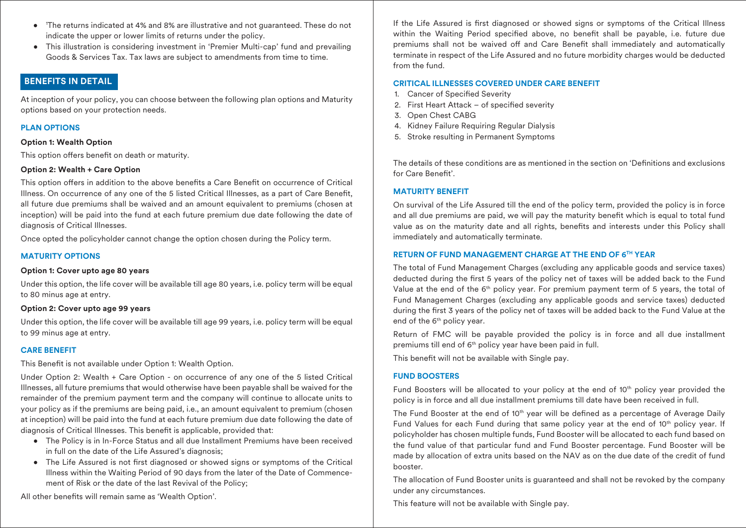- [1]The returns indicated at 4% and 8% are illustrative and not guaranteed. These do not indicate the upper or lower limits of returns under the policy.
- This illustration is considering investment in 'Premier Multi-cap' fund and prevailing Goods & Services Tax. Tax laws are subject to amendments from time to time.

## BENEFITS IN DETAIL

At inception of your policy, you can choose between the following plan options and Maturity options based on your protection needs.

### PLAN OPTIONS

**Option 1: Wealth Option**

This option offers benefit on death or maturity.

**Option 2: Wealth + Care Option**

This option offers in addition to the above benefits a Care Benefit on occurrence of Critical Illness. On occurrence of any one of the 5 listed Critical Illnesses, as a part of Care Benefit, all future due premiums shall be waived and an amount equivalent to premiums (chosen at inception) will be paid into the fund at each future premium due date following the date of diagnosis of Critical Illnesses.

Once opted the policyholder cannot change the option chosen during the Policy term.

### MATURITY OPTIONS

**Option 1: Cover upto age 80 years**

Under this option, the life cover will be available till age 80 years, i.e. policy term will be equal to 80 minus age at entry.

**Option 2: Cover upto age 99 years**

Under this option, the life cover will be available till age 99 years, i.e. policy term will be equal to 99 minus age at entry.

### CARE BENEFIT

This Benefit is not available under Option 1: Wealth Option.

Under Option 2: Wealth + Care Option - on occurrence of any one of the 5 listed Critical Illnesses, all future premiums that would otherwise have been payable shall be waived for the remainder of the premium payment term and the company will continue to allocate units to your policy as if the premiums are being paid, i.e., an amount equivalent to premium (chosen at inception) will be paid into the fund at each future premium due date following the date of diagnosis of Critical Illnesses. This benefit is applicable, provided that:

- The Policy is in In-Force Status and all due Installment Premiums have been received in full on the date of the Life Assured's diagnosis;
- The Life Assured is not first diagnosed or showed signs or symptoms of the Critical Illness within the Waiting Period of 90 days from the later of the Date of Commencement of Risk or the date of the last Revival of the Policy;

All other benefits will remain same as 'Wealth Option'.

If the Life Assured is first diagnosed or showed signs or symptoms of the Critical Illness within the Waiting Period specified above, no benefit shall be payable, i.e. future due premiums shall not be waived off and Care Benefit shall immediately and automatically terminate in respect of the Life Assured and no future morbidity charges would be deducted from the fund.

### CRITICAL ILLNESSES COVERED UNDER CARE BENEFIT

1. Cancer of Specified Severity
2. First Heart Attack – of specified severity
3. Open Chest CABG
4. Kidney Failure Requiring Regular Dialysis
5. Stroke resulting in Permanent Symptoms

The details of these conditions are as mentioned in the section on 'Definitions and exclusions for Care Benefit'.

### MATURITY BENEFIT

On survival of the Life Assured till the end of the policy term, provided the policy is in force and all due premiums are paid, we will pay the maturity benefit which is equal to total fund value as on the maturity date and all rights, benefits and interests under this Policy shall immediately and automatically terminate.

### RETURN OF FUND MANAGEMENT CHARGE AT THE END OF 6TH YEAR

The total of Fund Management Charges (excluding any applicable goods and service taxes) deducted during the first 5 years of the policy net of taxes will be added back to the Fund Value at the end of the 6th policy year. For premium payment term of 5 years, the total of Fund Management Charges (excluding any applicable goods and service taxes) deducted during the first 3 years of the policy net of taxes will be added back to the Fund Value at the end of the 6th policy year.

Return of FMC will be payable provided the policy is in force and all due installment premiums till end of 6th policy year have been paid in full.

This benefit will not be available with Single pay.

### FUND BOOSTERS

Fund Boosters will be allocated to your policy at the end of 10th policy year provided the policy is in force and all due installment premiums till date have been received in full.

The Fund Booster at the end of 10th year will be defined as a percentage of Average Daily Fund Values for each Fund during that same policy year at the end of 10th policy year. If policyholder has chosen multiple funds, Fund Booster will be allocated to each fund based on the fund value of that particular fund and Fund Booster percentage. Fund Booster will be made by allocation of extra units based on the NAV as on the due date of the credit of fund booster.

The allocation of Fund Booster units is guaranteed and shall not be revoked by the company under any circumstances.

This feature will not be available with Single pay.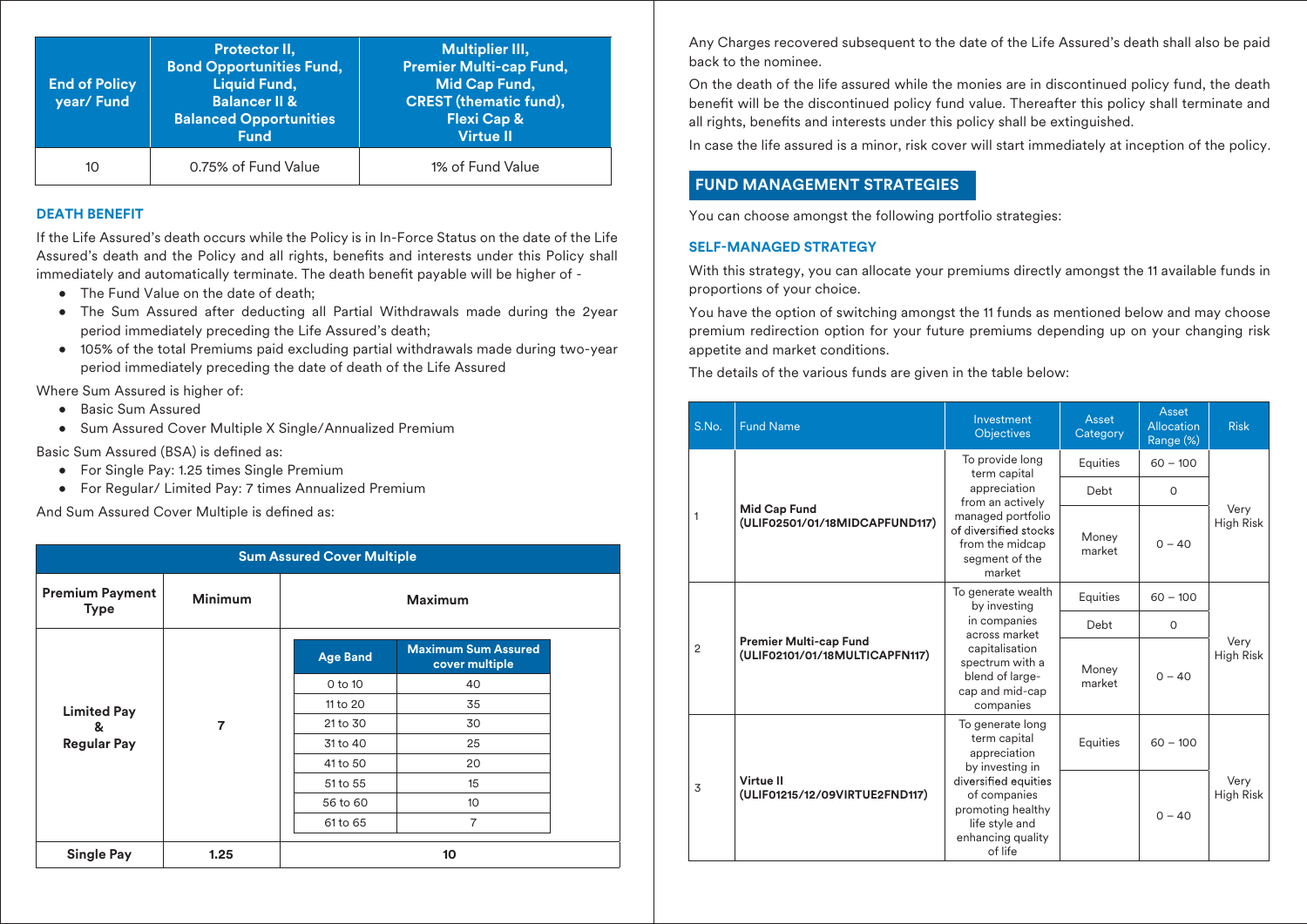| End of Policy year/ Fund | Protector II, Bond Opportunities Fund, Liquid Fund, Balancer II & Balanced Opportunities Fund | Multiplier III, Premier Multi-cap Fund, Mid Cap Fund, CREST (thematic fund), Flexi Cap & Virtue II |
|---|---|---|
| 10 | 0.75% of Fund Value | 1% of Fund Value |

### DEATH BENEFIT

If the Life Assured's death occurs while the Policy is in In-Force Status on the date of the Life Assured's death and the Policy and all rights, benefits and interests under this Policy shall immediately and automatically terminate. The death benefit payable will be higher of -

- The Fund Value on the date of death;
- The Sum Assured after deducting all Partial Withdrawals made during the 2year period immediately preceding the Life Assured's death;
- 105% of the total Premiums paid excluding partial withdrawals made during two-year period immediately preceding the date of death of the Life Assured

Where Sum Assured is higher of:

- Basic Sum Assured
- Sum Assured Cover Multiple X Single/Annualized Premium

Basic Sum Assured (BSA) is defined as:

- For Single Pay: 1.25 times Single Premium
- For Regular/ Limited Pay: 7 times Annualized Premium

And Sum Assured Cover Multiple is defined as:

**Sum Assured Cover Multiple**

| Premium Payment Type | Minimum | Maximum: Age Band | Maximum: Maximum Sum Assured cover multiple |
|---|---|---|---|
| Limited Pay & Regular Pay | 7 | 0 to 10 | 40 |
| | | 11 to 20 | 35 |
| | | 21 to 30 | 30 |
| | | 31 to 40 | 25 |
| | | 41 to 50 | 20 |
| | | 51 to 55 | 15 |
| | | 56 to 60 | 10 |
| | | 61 to 65 | 7 |
| Single Pay | 1.25 | 10 | |

Any Charges recovered subsequent to the date of the Life Assured's death shall also be paid back to the nominee.

On the death of the life assured while the monies are in discontinued policy fund, the death benefit will be the discontinued policy fund value. Thereafter this policy shall terminate and all rights, benefits and interests under this policy shall be extinguished.

In case the life assured is a minor, risk cover will start immediately at inception of the policy.

## FUND MANAGEMENT STRATEGIES

You can choose amongst the following portfolio strategies:

### SELF-MANAGED STRATEGY

With this strategy, you can allocate your premiums directly amongst the 11 available funds in proportions of your choice.

You have the option of switching amongst the 11 funds as mentioned below and may choose premium redirection option for your future premiums depending up on your changing risk appetite and market conditions.

The details of the various funds are given in the table below:

| S.No. | Fund Name | Investment Objectives | Asset Category | Asset Allocation Range (%) | Risk |
|---|---|---|---|---|---|
| 1 | **Mid Cap Fund (ULIF02501/01/18MIDCAPFUND117)** | To provide long term capital appreciation from an actively managed portfolio of diversified stocks from the midcap segment of the market | Equities | 60 – 100 | Very High Risk |
| | | | Debt | 0 | |
| | | | Money market | 0 – 40 | |
| 2 | **Premier Multi-cap Fund (ULIF02101/01/18MULTICAPFN117)** | To generate wealth by investing in companies across market capitalisation spectrum with a blend of large-cap and mid-cap companies | Equities | 60 – 100 | Very High Risk |
| | | | Debt | 0 | |
| | | | Money market | 0 – 40 | |
| 3 | **Virtue II (ULIF01215/12/09VIRTUE2FND117)** | To generate long term capital appreciation by investing in diversified equities of companies promoting healthy life style and enhancing quality of life | Equities | 60 – 100 | Very High Risk |
| | | | | 0 – 40 | |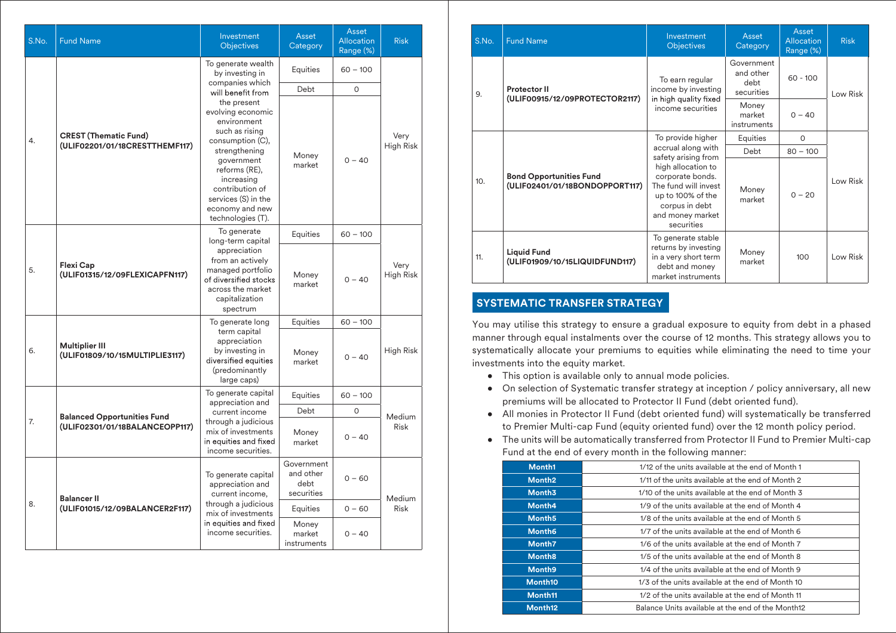| S.No. | Fund Name | Investment Objectives | Asset Category | Asset Allocation Range (%) | Risk |
|---|---|---|---|---|---|
| 4. | **CREST (Thematic Fund) (ULIF02201/01/18CRESTTHEMF117)** | To generate wealth by investing in companies which will benefit from the present evolving economic environment such as rising consumption (C), strengthening government reforms (RE), increasing contribution of services (S) in the economy and new technologies (T). | Equities | 60 – 100 | Very High Risk |
| | | | Debt | 0 | |
| | | | Money market | 0 – 40 | |
| 5. | **Flexi Cap (ULIF01315/12/09FLEXICAPFN117)** | To generate long-term capital appreciation from an actively managed portfolio of diversified stocks across the market capitalization spectrum | Equities | 60 – 100 | Very High Risk |
| | | | Money market | 0 – 40 | |
| 6. | **Multiplier III (ULIF01809/10/15MULTIPLIE3117)** | To generate long term capital appreciation by investing in diversified equities (predominantly large caps) | Equities | 60 – 100 | High Risk |
| | | | Money market | 0 – 40 | |
| 7. | **Balanced Opportunities Fund (ULIF02301/01/18BALANCEOPP117)** | To generate capital appreciation and current income through a judicious mix of investments in equities and fixed income securities. | Equities | 60 – 100 | Medium Risk |
| | | | Debt | 0 | |
| | | | Money market | 0 – 40 | |
| 8. | **Balancer II (ULIF01015/12/09BALANCER2F117)** | To generate capital appreciation and current income, through a judicious mix of investments in equities and fixed income securities. | Government and other debt securities | 0 – 60 | Medium Risk |
| | | | Equities | 0 – 60 | |
| | | | Money market instruments | 0 – 40 | |
| 9. | **Protector II (ULIF00915/12/09PROTECTOR2117)** | To earn regular income by investing in high quality fixed income securities | Government and other debt securities | 60 - 100 | Low Risk |
| | | | Money market instruments | 0 – 40 | |
| 10. | **Bond Opportunities Fund (ULIF02401/01/18BONDOPPORT117)** | To provide higher accrual along with safety arising from high allocation to corporate bonds. The fund will invest up to 100% of the corpus in debt and money market securities | Equities | 0 | Low Risk |
| | | | Debt | 80 – 100 | |
| | | | Money market | 0 – 20 | |
| 11. | **Liquid Fund (ULIF01909/10/15LIQUIDFUND117)** | To generate stable returns by investing in a very short term debt and money market instruments | Money market | 100 | Low Risk |

## SYSTEMATIC TRANSFER STRATEGY

You may utilise this strategy to ensure a gradual exposure to equity from debt in a phased manner through equal instalments over the course of 12 months. This strategy allows you to systematically allocate your premiums to equities while eliminating the need to time your investments into the equity market.

- This option is available only to annual mode policies.
- On selection of Systematic transfer strategy at inception / policy anniversary, all new premiums will be allocated to Protector II Fund (debt oriented fund).
- All monies in Protector II Fund (debt oriented fund) will systematically be transferred to Premier Multi-cap Fund (equity oriented fund) over the 12 month policy period.
- The units will be automatically transferred from Protector II Fund to Premier Multi-cap Fund at the end of every month in the following manner:

| | |
|---|---|
| Month1 | 1/12 of the units available at the end of Month 1 |
| Month2 | 1/11 of the units available at the end of Month 2 |
| Month3 | 1/10 of the units available at the end of Month 3 |
| Month4 | 1/9 of the units available at the end of Month 4 |
| Month5 | 1/8 of the units available at the end of Month 5 |
| Month6 | 1/7 of the units available at the end of Month 6 |
| Month7 | 1/6 of the units available at the end of Month 7 |
| Month8 | 1/5 of the units available at the end of Month 8 |
| Month9 | 1/4 of the units available at the end of Month 9 |
| Month10 | 1/3 of the units available at the end of Month 10 |
| Month11 | 1/2 of the units available at the end of Month 11 |
| Month12 | Balance Units available at the end of the Month12 |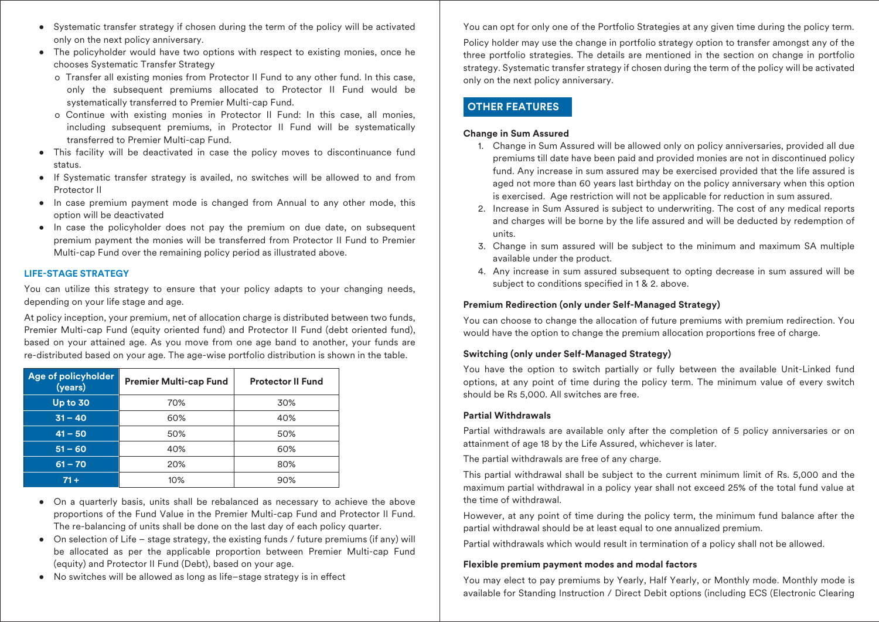- Systematic transfer strategy if chosen during the term of the policy will be activated only on the next policy anniversary.
- The policyholder would have two options with respect to existing monies, once he chooses Systematic Transfer Strategy
  - o Transfer all existing monies from Protector II Fund to any other fund. In this case, only the subsequent premiums allocated to Protector II Fund would be systematically transferred to Premier Multi-cap Fund.
  - o Continue with existing monies in Protector II Fund: In this case, all monies, including subsequent premiums, in Protector II Fund will be systematically transferred to Premier Multi-cap Fund.
- This facility will be deactivated in case the policy moves to discontinuance fund status.
- If Systematic transfer strategy is availed, no switches will be allowed to and from Protector II
- In case premium payment mode is changed from Annual to any other mode, this option will be deactivated
- In case the policyholder does not pay the premium on due date, on subsequent premium payment the monies will be transferred from Protector II Fund to Premier Multi-cap Fund over the remaining policy period as illustrated above.

### LIFE-STAGE STRATEGY

You can utilize this strategy to ensure that your policy adapts to your changing needs, depending on your life stage and age.

At policy inception, your premium, net of allocation charge is distributed between two funds, Premier Multi-cap Fund (equity oriented fund) and Protector II Fund (debt oriented fund), based on your attained age. As you move from one age band to another, your funds are re-distributed based on your age. The age-wise portfolio distribution is shown in the table.

| Age of policyholder (years) | Premier Multi-cap Fund | Protector II Fund |
|---|---|---|
| Up to 30 | 70% | 30% |
| 31 – 40 | 60% | 40% |
| 41 – 50 | 50% | 50% |
| 51 – 60 | 40% | 60% |
| 61 – 70 | 20% | 80% |
| 71 + | 10% | 90% |

- On a quarterly basis, units shall be rebalanced as necessary to achieve the above proportions of the Fund Value in the Premier Multi-cap Fund and Protector II Fund. The re-balancing of units shall be done on the last day of each policy quarter.
- On selection of Life – stage strategy, the existing funds / future premiums (if any) will be allocated as per the applicable proportion between Premier Multi-cap Fund (equity) and Protector II Fund (Debt), based on your age.
- No switches will be allowed as long as life–stage strategy is in effect

You can opt for only one of the Portfolio Strategies at any given time during the policy term.

Policy holder may use the change in portfolio strategy option to transfer amongst any of the three portfolio strategies. The details are mentioned in the section on change in portfolio strategy. Systematic transfer strategy if chosen during the term of the policy will be activated only on the next policy anniversary.

## OTHER FEATURES

**Change in Sum Assured**

1. Change in Sum Assured will be allowed only on policy anniversaries, provided all due premiums till date have been paid and provided monies are not in discontinued policy fund. Any increase in sum assured may be exercised provided that the life assured is aged not more than 60 years last birthday on the policy anniversary when this option is exercised. Age restriction will not be applicable for reduction in sum assured.
2. Increase in Sum Assured is subject to underwriting. The cost of any medical reports and charges will be borne by the life assured and will be deducted by redemption of units.
3. Change in sum assured will be subject to the minimum and maximum SA multiple available under the product.
4. Any increase in sum assured subsequent to opting decrease in sum assured will be subject to conditions specified in 1 & 2. above.

**Premium Redirection (only under Self-Managed Strategy)**

You can choose to change the allocation of future premiums with premium redirection. You would have the option to change the premium allocation proportions free of charge.

**Switching (only under Self-Managed Strategy)**

You have the option to switch partially or fully between the available Unit-Linked fund options, at any point of time during the policy term. The minimum value of every switch should be Rs 5,000. All switches are free.

**Partial Withdrawals**

Partial withdrawals are available only after the completion of 5 policy anniversaries or on attainment of age 18 by the Life Assured, whichever is later.

The partial withdrawals are free of any charge.

This partial withdrawal shall be subject to the current minimum limit of Rs. 5,000 and the maximum partial withdrawal in a policy year shall not exceed 25% of the total fund value at the time of withdrawal.

However, at any point of time during the policy term, the minimum fund balance after the partial withdrawal should be at least equal to one annualized premium.

Partial withdrawals which would result in termination of a policy shall not be allowed.

**Flexible premium payment modes and modal factors**

You may elect to pay premiums by Yearly, Half Yearly, or Monthly mode. Monthly mode is available for Standing Instruction / Direct Debit options (including ECS (Electronic Clearing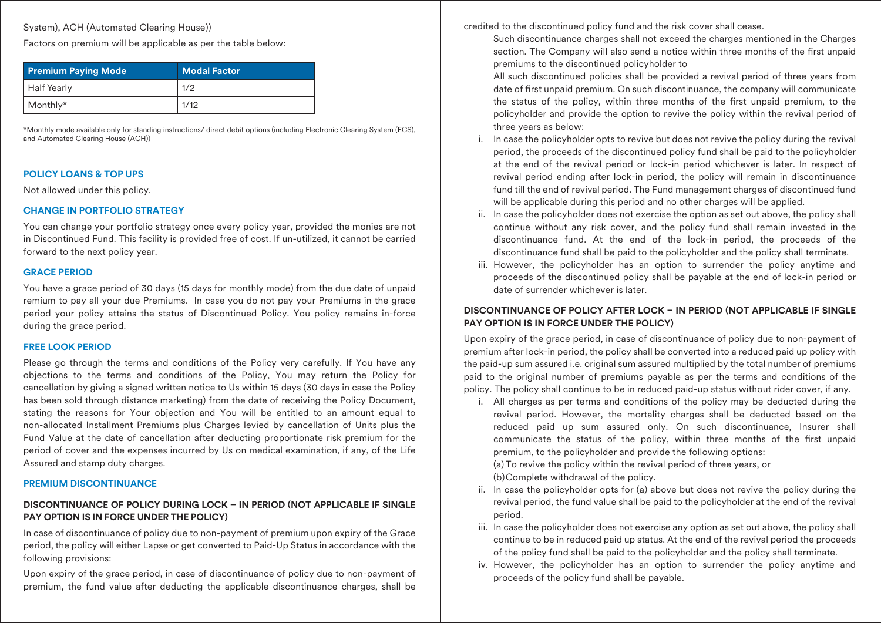System), ACH (Automated Clearing House))

Factors on premium will be applicable as per the table below:

| Premium Paying Mode | Modal Factor |
|---|---|
| Half Yearly | 1/2 |
| Monthly* | 1/12 |

*Monthly mode available only for standing instructions/ direct debit options (including Electronic Clearing System (ECS), and Automated Clearing House (ACH))

### POLICY LOANS & TOP UPS

Not allowed under this policy.

### CHANGE IN PORTFOLIO STRATEGY

You can change your portfolio strategy once every policy year, provided the monies are not in Discontinued Fund. This facility is provided free of cost. If un-utilized, it cannot be carried forward to the next policy year.

### GRACE PERIOD

You have a grace period of 30 days (15 days for monthly mode) from the due date of unpaid remium to pay all your due Premiums. In case you do not pay your Premiums in the grace period your policy attains the status of Discontinued Policy. You policy remains in-force during the grace period.

### FREE LOOK PERIOD

Please go through the terms and conditions of the Policy very carefully. If You have any objections to the terms and conditions of the Policy, You may return the Policy for cancellation by giving a signed written notice to Us within 15 days (30 days in case the Policy has been sold through distance marketing) from the date of receiving the Policy Document, stating the reasons for Your objection and You will be entitled to an amount equal to non-allocated Installment Premiums plus Charges levied by cancellation of Units plus the Fund Value at the date of cancellation after deducting proportionate risk premium for the period of cover and the expenses incurred by Us on medical examination, if any, of the Life Assured and stamp duty charges.

### PREMIUM DISCONTINUANCE

#### DISCONTINUANCE OF POLICY DURING LOCK – IN PERIOD (NOT APPLICABLE IF SINGLE PAY OPTION IS IN FORCE UNDER THE POLICY)

In case of discontinuance of policy due to non-payment of premium upon expiry of the Grace period, the policy will either Lapse or get converted to Paid-Up Status in accordance with the following provisions:

Upon expiry of the grace period, in case of discontinuance of policy due to non-payment of premium, the fund value after deducting the applicable discontinuance charges, shall be credited to the discontinued policy fund and the risk cover shall cease.

Such discontinuance charges shall not exceed the charges mentioned in the Charges section. The Company will also send a notice within three months of the first unpaid premiums to the discontinued policyholder to

All such discontinued policies shall be provided a revival period of three years from date of first unpaid premium. On such discontinuance, the company will communicate the status of the policy, within three months of the first unpaid premium, to the policyholder and provide the option to revive the policy within the revival period of three years as below:

i. In case the policyholder opts to revive but does not revive the policy during the revival period, the proceeds of the discontinued policy fund shall be paid to the policyholder at the end of the revival period or lock-in period whichever is later. In respect of revival period ending after lock-in period, the policy will remain in discontinuance fund till the end of revival period. The Fund management charges of discontinued fund will be applicable during this period and no other charges will be applied.
ii. In case the policyholder does not exercise the option as set out above, the policy shall continue without any risk cover, and the policy fund shall remain invested in the discontinuance fund. At the end of the lock-in period, the proceeds of the discontinuance fund shall be paid to the policyholder and the policy shall terminate.
iii. However, the policyholder has an option to surrender the policy anytime and proceeds of the discontinued policy shall be payable at the end of lock-in period or date of surrender whichever is later.

#### DISCONTINUANCE OF POLICY AFTER LOCK – IN PERIOD (NOT APPLICABLE IF SINGLE PAY OPTION IS IN FORCE UNDER THE POLICY)

Upon expiry of the grace period, in case of discontinuance of policy due to non-payment of premium after lock-in period, the policy shall be converted into a reduced paid up policy with the paid-up sum assured i.e. original sum assured multiplied by the total number of premiums paid to the original number of premiums payable as per the terms and conditions of the policy. The policy shall continue to be in reduced paid-up status without rider cover, if any.

i. All charges as per terms and conditions of the policy may be deducted during the revival period. However, the mortality charges shall be deducted based on the reduced paid up sum assured only. On such discontinuance, Insurer shall communicate the status of the policy, within three months of the first unpaid premium, to the policyholder and provide the following options:
   (a) To revive the policy within the revival period of three years, or
   (b) Complete withdrawal of the policy.
ii. In case the policyholder opts for (a) above but does not revive the policy during the revival period, the fund value shall be paid to the policyholder at the end of the revival period.
iii. In case the policyholder does not exercise any option as set out above, the policy shall continue to be in reduced paid up status. At the end of the revival period the proceeds of the policy fund shall be paid to the policyholder and the policy shall terminate.
iv. However, the policyholder has an option to surrender the policy anytime and proceeds of the policy fund shall be payable.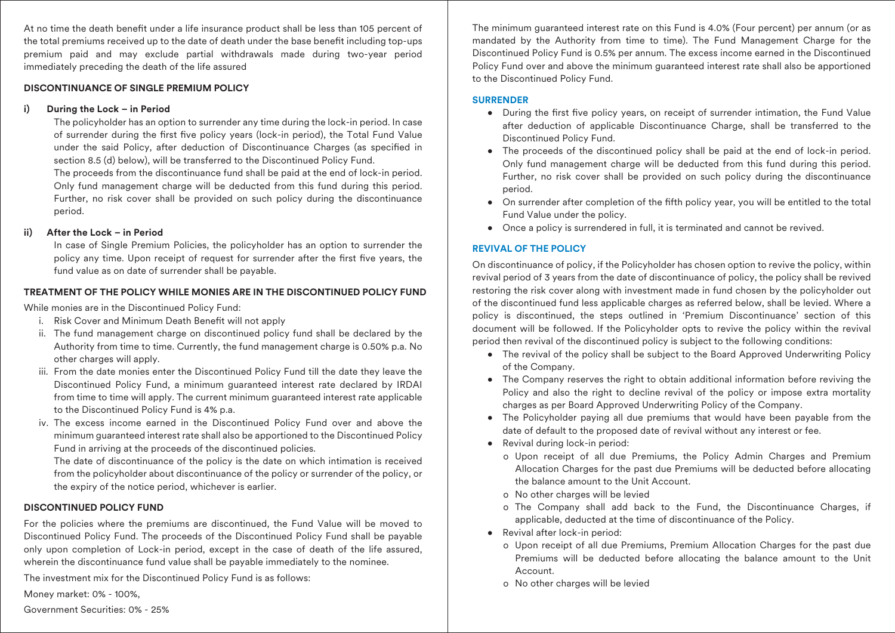At no time the death benefit under a life insurance product shall be less than 105 percent of the total premiums received up to the date of death under the base benefit including top-ups premium paid and may exclude partial withdrawals made during two-year period immediately preceding the death of the life assured

**DISCONTINUANCE OF SINGLE PREMIUM POLICY**

**i) During the Lock – in Period**

The policyholder has an option to surrender any time during the lock-in period. In case of surrender during the first five policy years (lock-in period), the Total Fund Value under the said Policy, after deduction of Discontinuance Charges (as specified in section 8.5 (d) below), will be transferred to the Discontinued Policy Fund.

The proceeds from the discontinuance fund shall be paid at the end of lock-in period. Only fund management charge will be deducted from this fund during this period. Further, no risk cover shall be provided on such policy during the discontinuance period.

**ii) After the Lock – in Period**

In case of Single Premium Policies, the policyholder has an option to surrender the policy any time. Upon receipt of request for surrender after the first five years, the fund value as on date of surrender shall be payable.

**TREATMENT OF THE POLICY WHILE MONIES ARE IN THE DISCONTINUED POLICY FUND**

While monies are in the Discontinued Policy Fund:

i. Risk Cover and Minimum Death Benefit will not apply
ii. The fund management charge on discontinued policy fund shall be declared by the Authority from time to time. Currently, the fund management charge is 0.50% p.a. No other charges will apply.
iii. From the date monies enter the Discontinued Policy Fund till the date they leave the Discontinued Policy Fund, a minimum guaranteed interest rate declared by IRDAI from time to time will apply. The current minimum guaranteed interest rate applicable to the Discontinued Policy Fund is 4% p.a.
iv. The excess income earned in the Discontinued Policy Fund over and above the minimum guaranteed interest rate shall also be apportioned to the Discontinued Policy Fund in arriving at the proceeds of the discontinued policies.

The date of discontinuance of the policy is the date on which intimation is received from the policyholder about discontinuance of the policy or surrender of the policy, or the expiry of the notice period, whichever is earlier.

**DISCONTINUED POLICY FUND**

For the policies where the premiums are discontinued, the Fund Value will be moved to Discontinued Policy Fund. The proceeds of the Discontinued Policy Fund shall be payable only upon completion of Lock-in period, except in the case of death of the life assured, wherein the discontinuance fund value shall be payable immediately to the nominee.

The investment mix for the Discontinued Policy Fund is as follows:

Money market: 0% - 100%,

Government Securities: 0% - 25%

The minimum guaranteed interest rate on this Fund is 4.0% (Four percent) per annum (or as mandated by the Authority from time to time). The Fund Management Charge for the Discontinued Policy Fund is 0.5% per annum. The excess income earned in the Discontinued Policy Fund over and above the minimum guaranteed interest rate shall also be apportioned to the Discontinued Policy Fund.

**SURRENDER**

- During the first five policy years, on receipt of surrender intimation, the Fund Value after deduction of applicable Discontinuance Charge, shall be transferred to the Discontinued Policy Fund.
- The proceeds of the discontinued policy shall be paid at the end of lock-in period. Only fund management charge will be deducted from this fund during this period. Further, no risk cover shall be provided on such policy during the discontinuance period.
- On surrender after completion of the fifth policy year, you will be entitled to the total Fund Value under the policy.
- Once a policy is surrendered in full, it is terminated and cannot be revived.

**REVIVAL OF THE POLICY**

On discontinuance of policy, if the Policyholder has chosen option to revive the policy, within revival period of 3 years from the date of discontinuance of policy, the policy shall be revived restoring the risk cover along with investment made in fund chosen by the policyholder out of the discontinued fund less applicable charges as referred below, shall be levied. Where a policy is discontinued, the steps outlined in 'Premium Discontinuance' section of this document will be followed. If the Policyholder opts to revive the policy within the revival period then revival of the discontinued policy is subject to the following conditions:

- The revival of the policy shall be subject to the Board Approved Underwriting Policy of the Company.
- The Company reserves the right to obtain additional information before reviving the Policy and also the right to decline revival of the policy or impose extra mortality charges as per Board Approved Underwriting Policy of the Company.
- The Policyholder paying all due premiums that would have been payable from the date of default to the proposed date of revival without any interest or fee.
- Revival during lock-in period:
  - Upon receipt of all due Premiums, the Policy Admin Charges and Premium Allocation Charges for the past due Premiums will be deducted before allocating the balance amount to the Unit Account.
  - No other charges will be levied
  - The Company shall add back to the Fund, the Discontinuance Charges, if applicable, deducted at the time of discontinuance of the Policy.
- Revival after lock-in period:
  - Upon receipt of all due Premiums, Premium Allocation Charges for the past due Premiums will be deducted before allocating the balance amount to the Unit Account.
  - No other charges will be levied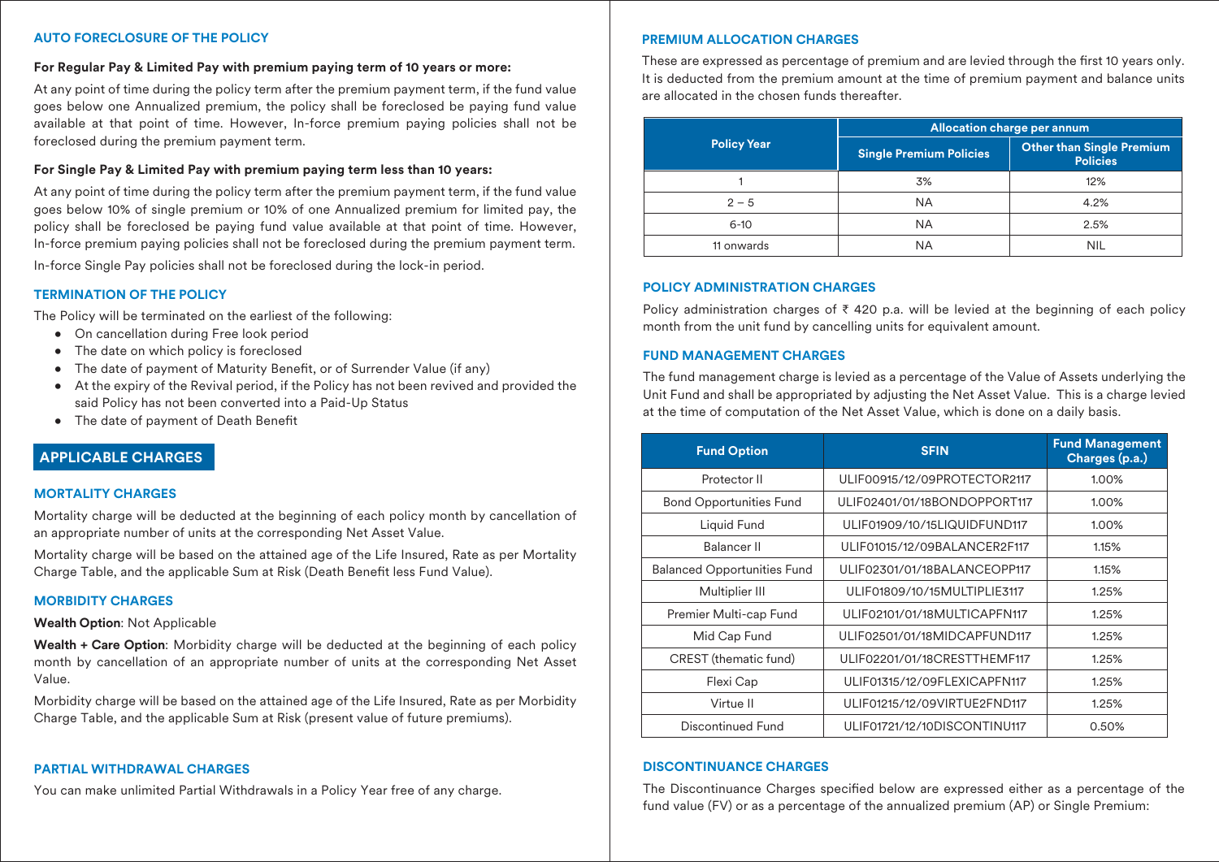### AUTO FORECLOSURE OF THE POLICY

**For Regular Pay & Limited Pay with premium paying term of 10 years or more:**

At any point of time during the policy term after the premium payment term, if the fund value goes below one Annualized premium, the policy shall be foreclosed be paying fund value available at that point of time. However, In-force premium paying policies shall not be foreclosed during the premium payment term.

**For Single Pay & Limited Pay with premium paying term less than 10 years:**

At any point of time during the policy term after the premium payment term, if the fund value goes below 10% of single premium or 10% of one Annualized premium for limited pay, the policy shall be foreclosed be paying fund value available at that point of time. However, In-force premium paying policies shall not be foreclosed during the premium payment term.

In-force Single Pay policies shall not be foreclosed during the lock-in period.

### TERMINATION OF THE POLICY

The Policy will be terminated on the earliest of the following:

- On cancellation during Free look period
- The date on which policy is foreclosed
- The date of payment of Maturity Benefit, or of Surrender Value (if any)
- At the expiry of the Revival period, if the Policy has not been revived and provided the said Policy has not been converted into a Paid-Up Status
- The date of payment of Death Benefit

## APPLICABLE CHARGES

### MORTALITY CHARGES

Mortality charge will be deducted at the beginning of each policy month by cancellation of an appropriate number of units at the corresponding Net Asset Value.

Mortality charge will be based on the attained age of the Life Insured, Rate as per Mortality Charge Table, and the applicable Sum at Risk (Death Benefit less Fund Value).

### MORBIDITY CHARGES

**Wealth Option**: Not Applicable

**Wealth + Care Option**: Morbidity charge will be deducted at the beginning of each policy month by cancellation of an appropriate number of units at the corresponding Net Asset Value.

Morbidity charge will be based on the attained age of the Life Insured, Rate as per Morbidity Charge Table, and the applicable Sum at Risk (present value of future premiums).

### PARTIAL WITHDRAWAL CHARGES

You can make unlimited Partial Withdrawals in a Policy Year free of any charge.

### PREMIUM ALLOCATION CHARGES

These are expressed as percentage of premium and are levied through the first 10 years only. It is deducted from the premium amount at the time of premium payment and balance units are allocated in the chosen funds thereafter.

| Policy Year | Allocation charge per annum | |
|---|---|---|
| | Single Premium Policies | Other than Single Premium Policies |
| 1 | 3% | 12% |
| 2 – 5 | NA | 4.2% |
| 6-10 | NA | 2.5% |
| 11 onwards | NA | NIL |

### POLICY ADMINISTRATION CHARGES

Policy administration charges of ₹ 420 p.a. will be levied at the beginning of each policy month from the unit fund by cancelling units for equivalent amount.

### FUND MANAGEMENT CHARGES

The fund management charge is levied as a percentage of the Value of Assets underlying the Unit Fund and shall be appropriated by adjusting the Net Asset Value. This is a charge levied at the time of computation of the Net Asset Value, which is done on a daily basis.

| Fund Option | SFIN | Fund Management Charges (p.a.) |
|---|---|---|
| Protector II | ULIF00915/12/09PROTECTOR2117 | 1.00% |
| Bond Opportunities Fund | ULIF02401/01/18BONDOPPORT117 | 1.00% |
| Liquid Fund | ULIF01909/10/15LIQUIDFUND117 | 1.00% |
| Balancer II | ULIF01015/12/09BALANCER2F117 | 1.15% |
| Balanced Opportunities Fund | ULIF02301/01/18BALANCEOPP117 | 1.15% |
| Multiplier III | ULIF01809/10/15MULTIPLIE3117 | 1.25% |
| Premier Multi-cap Fund | ULIF02101/01/18MULTICAPFN117 | 1.25% |
| Mid Cap Fund | ULIF02501/01/18MIDCAPFUND117 | 1.25% |
| CREST (thematic fund) | ULIF02201/01/18CRESTTHEMF117 | 1.25% |
| Flexi Cap | ULIF01315/12/09FLEXICAPFN117 | 1.25% |
| Virtue II | ULIF01215/12/09VIRTUE2FND117 | 1.25% |
| Discontinued Fund | ULIF01721/12/10DISCONTINU117 | 0.50% |

### DISCONTINUANCE CHARGES

The Discontinuance Charges specified below are expressed either as a percentage of the fund value (FV) or as a percentage of the annualized premium (AP) or Single Premium: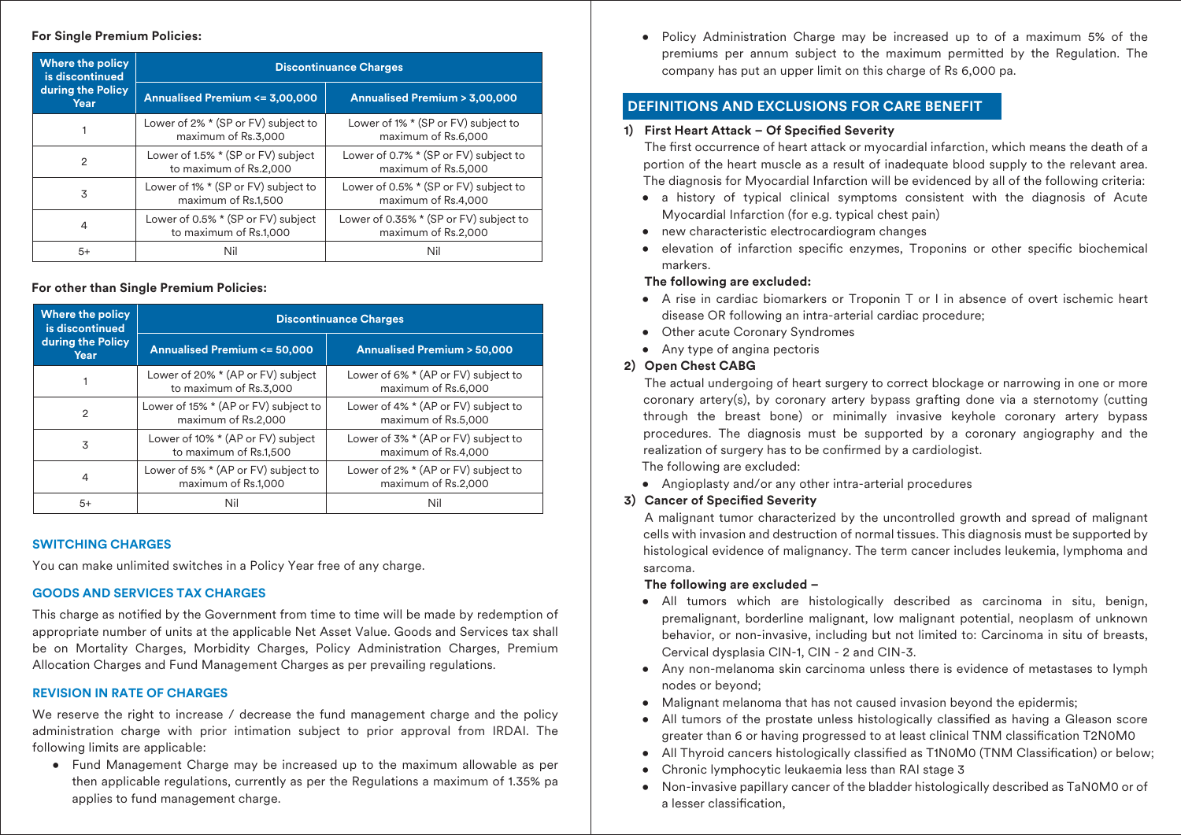**For Single Premium Policies:**

| Where the policy is discontinued during the Policy Year | Discontinuance Charges | |
|---|---|---|
| | Annualised Premium <= 3,00,000 | Annualised Premium > 3,00,000 |
| 1 | Lower of 2% * (SP or FV) subject to maximum of Rs.3,000 | Lower of 1% * (SP or FV) subject to maximum of Rs.6,000 |
| 2 | Lower of 1.5% * (SP or FV) subject to maximum of Rs.2,000 | Lower of 0.7% * (SP or FV) subject to maximum of Rs.5,000 |
| 3 | Lower of 1% * (SP or FV) subject to maximum of Rs.1,500 | Lower of 0.5% * (SP or FV) subject to maximum of Rs.4,000 |
| 4 | Lower of 0.5% * (SP or FV) subject to maximum of Rs.1,000 | Lower of 0.35% * (SP or FV) subject to maximum of Rs.2,000 |
| 5+ | Nil | Nil |

**For other than Single Premium Policies:**

| Where the policy is discontinued during the Policy Year | Discontinuance Charges | |
|---|---|---|
| | Annualised Premium <= 50,000 | Annualised Premium > 50,000 |
| 1 | Lower of 20% * (AP or FV) subject to maximum of Rs.3,000 | Lower of 6% * (AP or FV) subject to maximum of Rs.6,000 |
| 2 | Lower of 15% * (AP or FV) subject to maximum of Rs.2,000 | Lower of 4% * (AP or FV) subject to maximum of Rs.5,000 |
| 3 | Lower of 10% * (AP or FV) subject to maximum of Rs.1,500 | Lower of 3% * (AP or FV) subject to maximum of Rs.4,000 |
| 4 | Lower of 5% * (AP or FV) subject to maximum of Rs.1,000 | Lower of 2% * (AP or FV) subject to maximum of Rs.2,000 |
| 5+ | Nil | Nil |

### SWITCHING CHARGES

You can make unlimited switches in a Policy Year free of any charge.

### GOODS AND SERVICES TAX CHARGES

This charge as notified by the Government from time to time will be made by redemption of appropriate number of units at the applicable Net Asset Value. Goods and Services tax shall be on Mortality Charges, Morbidity Charges, Policy Administration Charges, Premium Allocation Charges and Fund Management Charges as per prevailing regulations.

### REVISION IN RATE OF CHARGES

We reserve the right to increase / decrease the fund management charge and the policy administration charge with prior intimation subject to prior approval from IRDAI. The following limits are applicable:

- Fund Management Charge may be increased up to the maximum allowable as per then applicable regulations, currently as per the Regulations a maximum of 1.35% pa applies to fund management charge.
- Policy Administration Charge may be increased up to of a maximum 5% of the premiums per annum subject to the maximum permitted by the Regulation. The company has put an upper limit on this charge of Rs 6,000 pa.

## DEFINITIONS AND EXCLUSIONS FOR CARE BENEFIT

**1) First Heart Attack – Of Specified Severity**

The first occurrence of heart attack or myocardial infarction, which means the death of a portion of the heart muscle as a result of inadequate blood supply to the relevant area. The diagnosis for Myocardial Infarction will be evidenced by all of the following criteria:

- a history of typical clinical symptoms consistent with the diagnosis of Acute Myocardial Infarction (for e.g. typical chest pain)
- new characteristic electrocardiogram changes
- elevation of infarction specific enzymes, Troponins or other specific biochemical markers.

**The following are excluded:**

- A rise in cardiac biomarkers or Troponin T or I in absence of overt ischemic heart disease OR following an intra-arterial cardiac procedure;
- Other acute Coronary Syndromes
- Any type of angina pectoris

**2) Open Chest CABG**

The actual undergoing of heart surgery to correct blockage or narrowing in one or more coronary artery(s), by coronary artery bypass grafting done via a sternotomy (cutting through the breast bone) or minimally invasive keyhole coronary artery bypass procedures. The diagnosis must be supported by a coronary angiography and the realization of surgery has to be confirmed by a cardiologist.

The following are excluded:

- Angioplasty and/or any other intra-arterial procedures

**3) Cancer of Specified Severity**

A malignant tumor characterized by the uncontrolled growth and spread of malignant cells with invasion and destruction of normal tissues. This diagnosis must be supported by histological evidence of malignancy. The term cancer includes leukemia, lymphoma and sarcoma.

**The following are excluded –**

- All tumors which are histologically described as carcinoma in situ, benign, premalignant, borderline malignant, low malignant potential, neoplasm of unknown behavior, or non-invasive, including but not limited to: Carcinoma in situ of breasts, Cervical dysplasia CIN-1, CIN - 2 and CIN-3.
- Any non-melanoma skin carcinoma unless there is evidence of metastases to lymph nodes or beyond;
- Malignant melanoma that has not caused invasion beyond the epidermis;
- All tumors of the prostate unless histologically classified as having a Gleason score greater than 6 or having progressed to at least clinical TNM classification T2N0M0
- All Thyroid cancers histologically classified as T1N0M0 (TNM Classification) or below;
- Chronic lymphocytic leukaemia less than RAI stage 3
- Non-invasive papillary cancer of the bladder histologically described as TaN0M0 or of a lesser classification,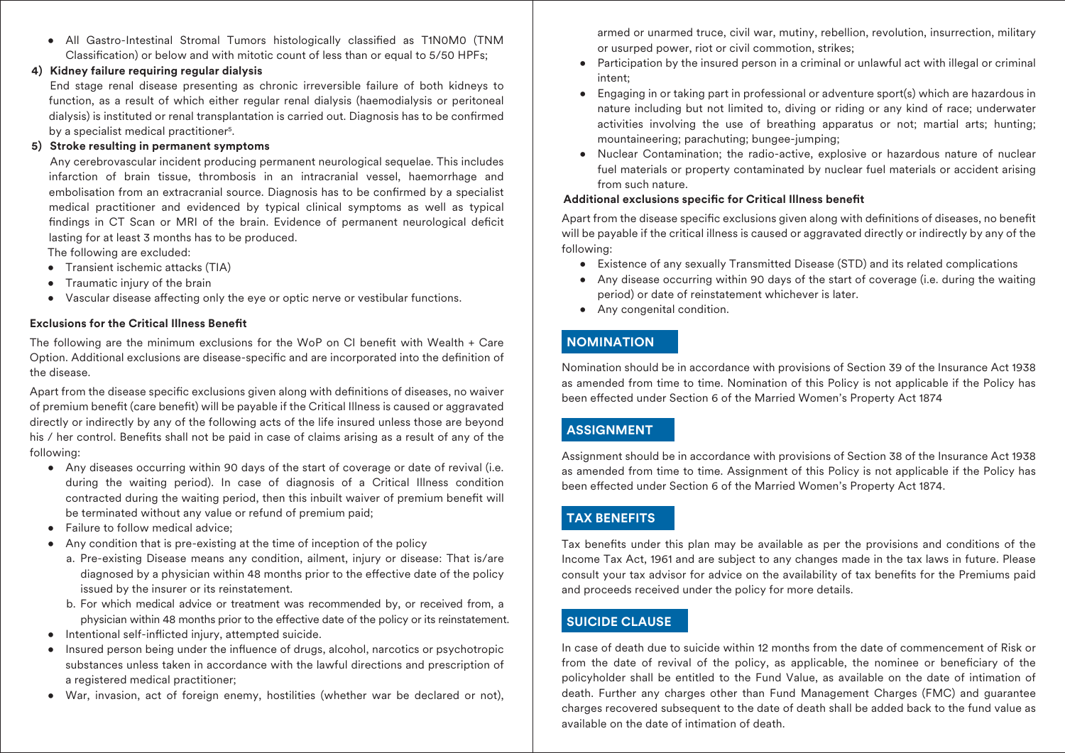- All Gastro-Intestinal Stromal Tumors histologically classified as T1N0M0 (TNM Classification) or below and with mitotic count of less than or equal to 5/50 HPFs;

**4) Kidney failure requiring regular dialysis**

End stage renal disease presenting as chronic irreversible failure of both kidneys to function, as a result of which either regular renal dialysis (haemodialysis or peritoneal dialysis) is instituted or renal transplantation is carried out. Diagnosis has to be confirmed by a specialist medical practitioner[5].

**5) Stroke resulting in permanent symptoms**

Any cerebrovascular incident producing permanent neurological sequelae. This includes infarction of brain tissue, thrombosis in an intracranial vessel, haemorrhage and embolisation from an extracranial source. Diagnosis has to be confirmed by a specialist medical practitioner and evidenced by typical clinical symptoms as well as typical findings in CT Scan or MRI of the brain. Evidence of permanent neurological deficit lasting for at least 3 months has to be produced.

The following are excluded:

- Transient ischemic attacks (TIA)
- Traumatic injury of the brain
- Vascular disease affecting only the eye or optic nerve or vestibular functions.

**Exclusions for the Critical Illness Benefit**

The following are the minimum exclusions for the WoP on CI benefit with Wealth + Care Option. Additional exclusions are disease-specific and are incorporated into the definition of the disease.

Apart from the disease specific exclusions given along with definitions of diseases, no waiver of premium benefit (care benefit) will be payable if the Critical Illness is caused or aggravated directly or indirectly by any of the following acts of the life insured unless those are beyond his / her control. Benefits shall not be paid in case of claims arising as a result of any of the following:

- Any diseases occurring within 90 days of the start of coverage or date of revival (i.e. during the waiting period). In case of diagnosis of a Critical Illness condition contracted during the waiting period, then this inbuilt waiver of premium benefit will be terminated without any value or refund of premium paid;
- Failure to follow medical advice;
- Any condition that is pre-existing at the time of inception of the policy
  - a. Pre-existing Disease means any condition, ailment, injury or disease: That is/are diagnosed by a physician within 48 months prior to the effective date of the policy issued by the insurer or its reinstatement.
  - b. For which medical advice or treatment was recommended by, or received from, a physician within 48 months prior to the effective date of the policy or its reinstatement.
- Intentional self-inflicted injury, attempted suicide.
- Insured person being under the influence of drugs, alcohol, narcotics or psychotropic substances unless taken in accordance with the lawful directions and prescription of a registered medical practitioner;
- War, invasion, act of foreign enemy, hostilities (whether war be declared or not), armed or unarmed truce, civil war, mutiny, rebellion, revolution, insurrection, military or usurped power, riot or civil commotion, strikes;
- Participation by the insured person in a criminal or unlawful act with illegal or criminal intent;
- Engaging in or taking part in professional or adventure sport(s) which are hazardous in nature including but not limited to, diving or riding or any kind of race; underwater activities involving the use of breathing apparatus or not; martial arts; hunting; mountaineering; parachuting; bungee-jumping;
- Nuclear Contamination; the radio-active, explosive or hazardous nature of nuclear fuel materials or property contaminated by nuclear fuel materials or accident arising from such nature.

**Additional exclusions specific for Critical Illness benefit**

Apart from the disease specific exclusions given along with definitions of diseases, no benefit will be payable if the critical illness is caused or aggravated directly or indirectly by any of the following:

- Existence of any sexually Transmitted Disease (STD) and its related complications
- Any disease occurring within 90 days of the start of coverage (i.e. during the waiting period) or date of reinstatement whichever is later.
- Any congenital condition.

## NOMINATION

Nomination should be in accordance with provisions of Section 39 of the Insurance Act 1938 as amended from time to time. Nomination of this Policy is not applicable if the Policy has been effected under Section 6 of the Married Women's Property Act 1874

## ASSIGNMENT

Assignment should be in accordance with provisions of Section 38 of the Insurance Act 1938 as amended from time to time. Assignment of this Policy is not applicable if the Policy has been effected under Section 6 of the Married Women's Property Act 1874.

## TAX BENEFITS

Tax benefits under this plan may be available as per the provisions and conditions of the Income Tax Act, 1961 and are subject to any changes made in the tax laws in future. Please consult your tax advisor for advice on the availability of tax benefits for the Premiums paid and proceeds received under the policy for more details.

## SUICIDE CLAUSE

In case of death due to suicide within 12 months from the date of commencement of Risk or from the date of revival of the policy, as applicable, the nominee or beneficiary of the policyholder shall be entitled to the Fund Value, as available on the date of intimation of death. Further any charges other than Fund Management Charges (FMC) and guarantee charges recovered subsequent to the date of death shall be added back to the fund value as available on the date of intimation of death.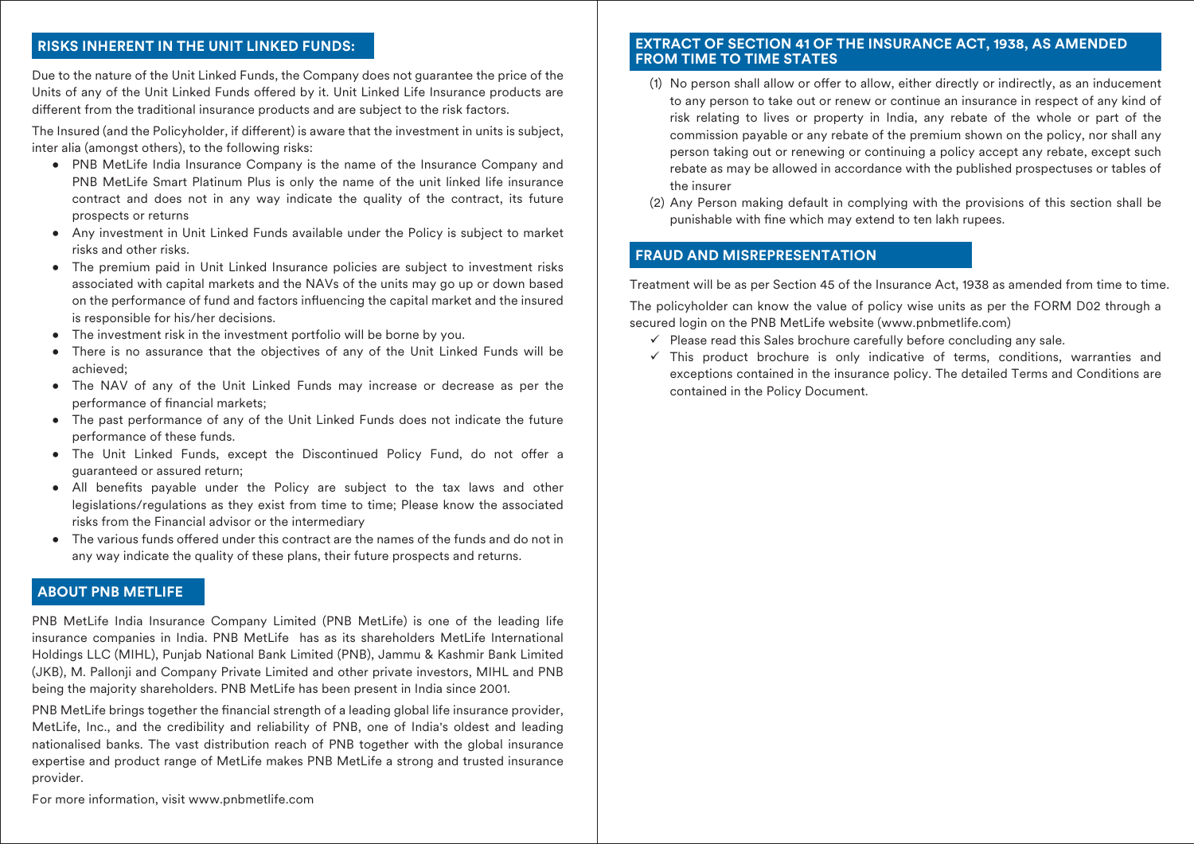## RISKS INHERENT IN THE UNIT LINKED FUNDS:

Due to the nature of the Unit Linked Funds, the Company does not guarantee the price of the Units of any of the Unit Linked Funds offered by it. Unit Linked Life Insurance products are different from the traditional insurance products and are subject to the risk factors.

The Insured (and the Policyholder, if different) is aware that the investment in units is subject, inter alia (amongst others), to the following risks:

- PNB MetLife India Insurance Company is the name of the Insurance Company and PNB MetLife Smart Platinum Plus is only the name of the unit linked life insurance contract and does not in any way indicate the quality of the contract, its future prospects or returns
- Any investment in Unit Linked Funds available under the Policy is subject to market risks and other risks.
- The premium paid in Unit Linked Insurance policies are subject to investment risks associated with capital markets and the NAVs of the units may go up or down based on the performance of fund and factors influencing the capital market and the insured is responsible for his/her decisions.
- The investment risk in the investment portfolio will be borne by you.
- There is no assurance that the objectives of any of the Unit Linked Funds will be achieved;
- The NAV of any of the Unit Linked Funds may increase or decrease as per the performance of financial markets;
- The past performance of any of the Unit Linked Funds does not indicate the future performance of these funds.
- The Unit Linked Funds, except the Discontinued Policy Fund, do not offer a guaranteed or assured return;
- All benefits payable under the Policy are subject to the tax laws and other legislations/regulations as they exist from time to time; Please know the associated risks from the Financial advisor or the intermediary
- The various funds offered under this contract are the names of the funds and do not in any way indicate the quality of these plans, their future prospects and returns.

## ABOUT PNB METLIFE

PNB MetLife India Insurance Company Limited (PNB MetLife) is one of the leading life insurance companies in India. PNB MetLife has as its shareholders MetLife International Holdings LLC (MIHL), Punjab National Bank Limited (PNB), Jammu & Kashmir Bank Limited (JKB), M. Pallonji and Company Private Limited and other private investors, MIHL and PNB being the majority shareholders. PNB MetLife has been present in India since 2001.

PNB MetLife brings together the financial strength of a leading global life insurance provider, MetLife, Inc., and the credibility and reliability of PNB, one of India's oldest and leading nationalised banks. The vast distribution reach of PNB together with the global insurance expertise and product range of MetLife makes PNB MetLife a strong and trusted insurance provider.

For more information, visit www.pnbmetlife.com

## EXTRACT OF SECTION 41 OF THE INSURANCE ACT, 1938, AS AMENDED FROM TIME TO TIME STATES

(1) No person shall allow or offer to allow, either directly or indirectly, as an inducement to any person to take out or renew or continue an insurance in respect of any kind of risk relating to lives or property in India, any rebate of the whole or part of the commission payable or any rebate of the premium shown on the policy, nor shall any person taking out or renewing or continuing a policy accept any rebate, except such rebate as may be allowed in accordance with the published prospectuses or tables of the insurer

(2) Any Person making default in complying with the provisions of this section shall be punishable with fine which may extend to ten lakh rupees.

## FRAUD AND MISREPRESENTATION

Treatment will be as per Section 45 of the Insurance Act, 1938 as amended from time to time.

The policyholder can know the value of policy wise units as per the FORM D02 through a secured login on the PNB MetLife website (www.pnbmetlife.com)

- ✓ Please read this Sales brochure carefully before concluding any sale.
- ✓ This product brochure is only indicative of terms, conditions, warranties and exceptions contained in the insurance policy. The detailed Terms and Conditions are contained in the Policy Document.